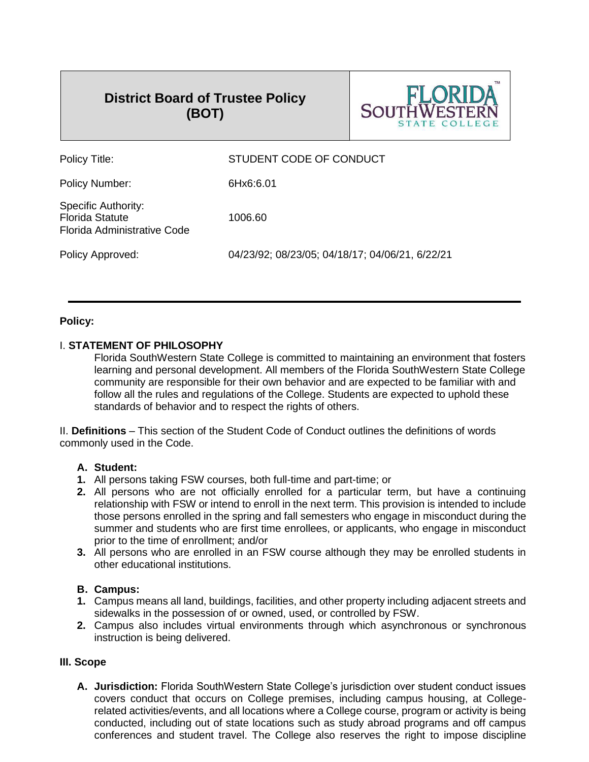# District Board of Trustee Policy (BOT)

FLORIDA SOUTHWESTERN STATE COLLEGE

| | |
|---|---|
| Policy Title: | STUDENT CODE OF CONDUCT |
| Policy Number: | 6Hx6:6.01 |
| Specific Authority: Florida Statute Florida Administrative Code | 1006.60 |
| Policy Approved: | 04/23/92; 08/23/05; 04/18/17; 04/06/21, 6/22/21 |

---

**Policy:**

I. **STATEMENT OF PHILOSOPHY**

Florida SouthWestern State College is committed to maintaining an environment that fosters learning and personal development. All members of the Florida SouthWestern State College community are responsible for their own behavior and are expected to be familiar with and follow all the rules and regulations of the College. Students are expected to uphold these standards of behavior and to respect the rights of others.

II. **Definitions** – This section of the Student Code of Conduct outlines the definitions of words commonly used in the Code.

**A. Student:**

1. All persons taking FSW courses, both full-time and part-time; or
2. All persons who are not officially enrolled for a particular term, but have a continuing relationship with FSW or intend to enroll in the next term. This provision is intended to include those persons enrolled in the spring and fall semesters who engage in misconduct during the summer and students who are first time enrollees, or applicants, who engage in misconduct prior to the time of enrollment; and/or
3. All persons who are enrolled in an FSW course although they may be enrolled students in other educational institutions.

**B. Campus:**

1. Campus means all land, buildings, facilities, and other property including adjacent streets and sidewalks in the possession of or owned, used, or controlled by FSW.
2. Campus also includes virtual environments through which asynchronous or synchronous instruction is being delivered.

**III. Scope**

**A. Jurisdiction:** Florida SouthWestern State College's jurisdiction over student conduct issues covers conduct that occurs on College premises, including campus housing, at College-related activities/events, and all locations where a College course, program or activity is being conducted, including out of state locations such as study abroad programs and off campus conferences and student travel. The College also reserves the right to impose discipline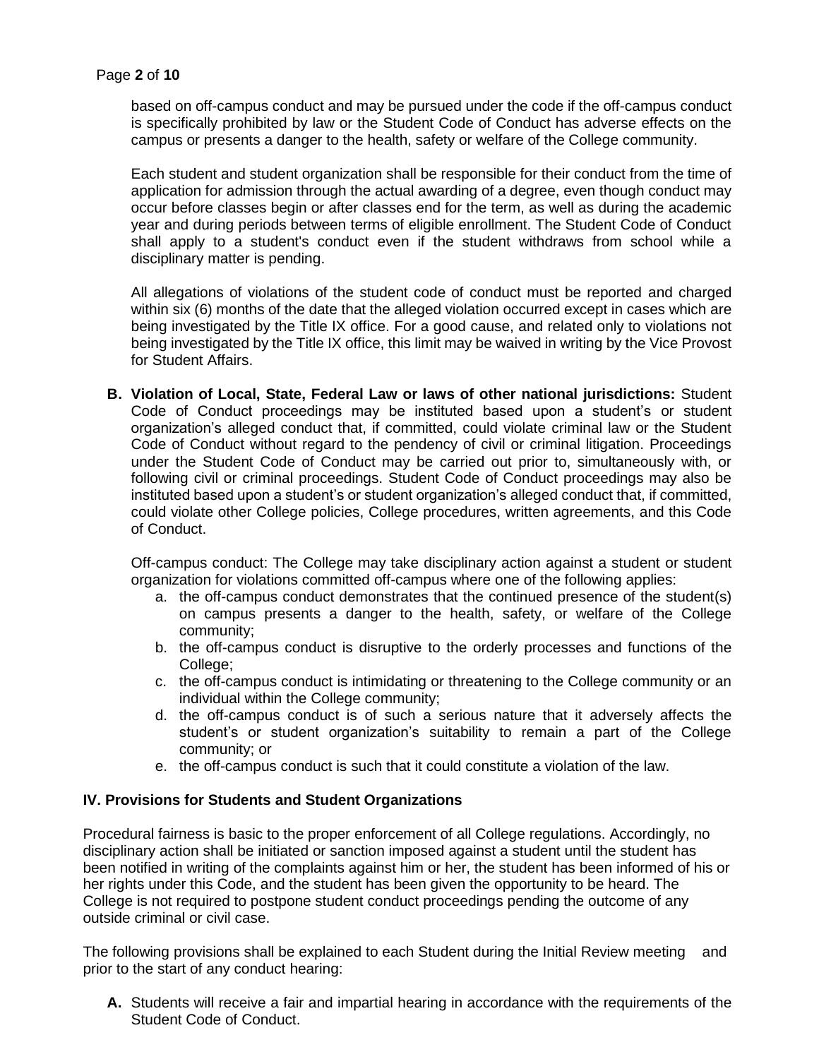based on off-campus conduct and may be pursued under the code if the off-campus conduct is specifically prohibited by law or the Student Code of Conduct has adverse effects on the campus or presents a danger to the health, safety or welfare of the College community.

Each student and student organization shall be responsible for their conduct from the time of application for admission through the actual awarding of a degree, even though conduct may occur before classes begin or after classes end for the term, as well as during the academic year and during periods between terms of eligible enrollment. The Student Code of Conduct shall apply to a student's conduct even if the student withdraws from school while a disciplinary matter is pending.

All allegations of violations of the student code of conduct must be reported and charged within six (6) months of the date that the alleged violation occurred except in cases which are being investigated by the Title IX office. For a good cause, and related only to violations not being investigated by the Title IX office, this limit may be waived in writing by the Vice Provost for Student Affairs.

**B. Violation of Local, State, Federal Law or laws of other national jurisdictions:** Student Code of Conduct proceedings may be instituted based upon a student's or student organization's alleged conduct that, if committed, could violate criminal law or the Student Code of Conduct without regard to the pendency of civil or criminal litigation. Proceedings under the Student Code of Conduct may be carried out prior to, simultaneously with, or following civil or criminal proceedings. Student Code of Conduct proceedings may also be instituted based upon a student's or student organization's alleged conduct that, if committed, could violate other College policies, College procedures, written agreements, and this Code of Conduct.

Off-campus conduct: The College may take disciplinary action against a student or student organization for violations committed off-campus where one of the following applies:

a. the off-campus conduct demonstrates that the continued presence of the student(s) on campus presents a danger to the health, safety, or welfare of the College community;
b. the off-campus conduct is disruptive to the orderly processes and functions of the College;
c. the off-campus conduct is intimidating or threatening to the College community or an individual within the College community;
d. the off-campus conduct is of such a serious nature that it adversely affects the student's or student organization's suitability to remain a part of the College community; or
e. the off-campus conduct is such that it could constitute a violation of the law.

## IV. Provisions for Students and Student Organizations

Procedural fairness is basic to the proper enforcement of all College regulations. Accordingly, no disciplinary action shall be initiated or sanction imposed against a student until the student has been notified in writing of the complaints against him or her, the student has been informed of his or her rights under this Code, and the student has been given the opportunity to be heard. The College is not required to postpone student conduct proceedings pending the outcome of any outside criminal or civil case.

The following provisions shall be explained to each Student during the Initial Review meeting and prior to the start of any conduct hearing:

**A.** Students will receive a fair and impartial hearing in accordance with the requirements of the Student Code of Conduct.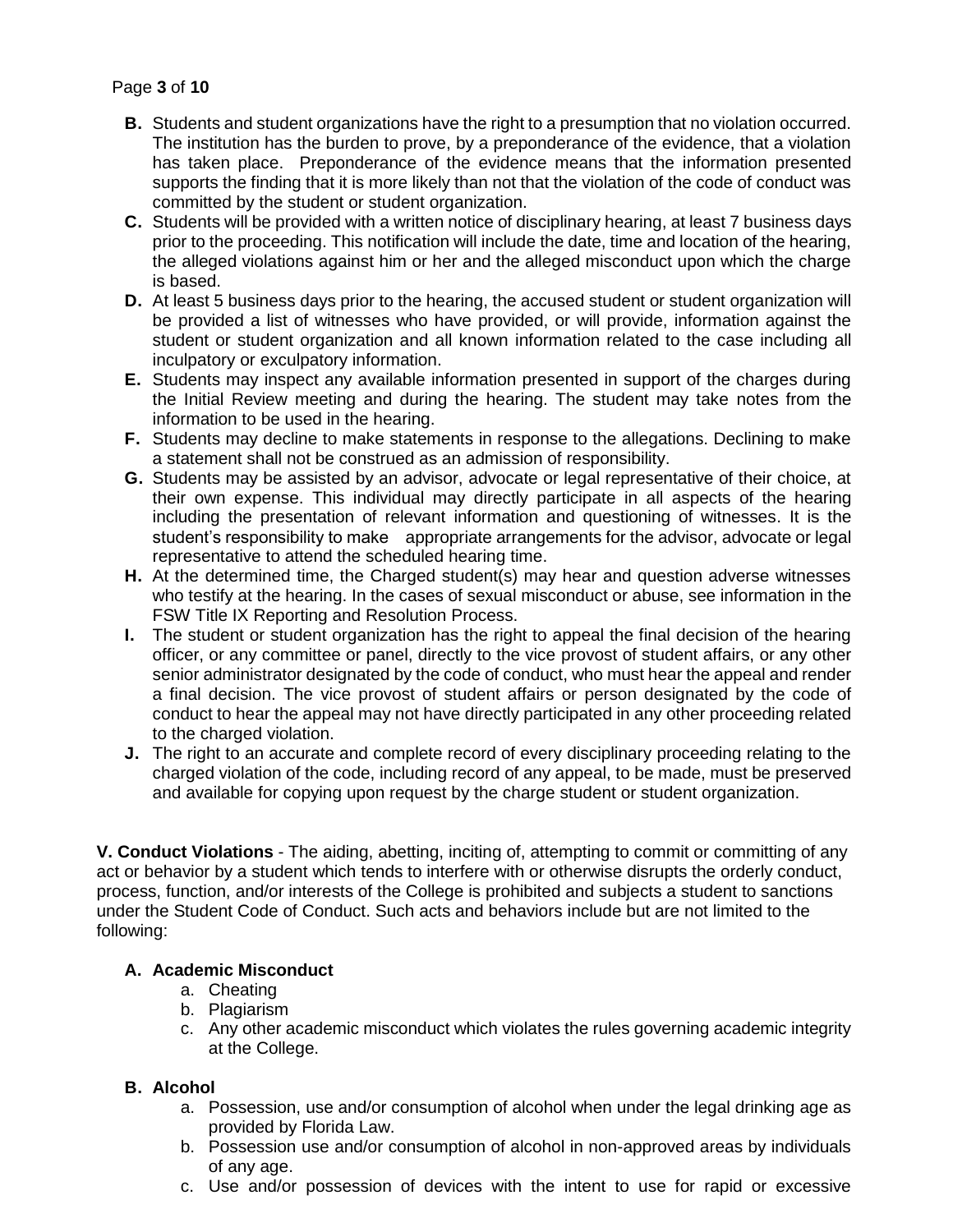- **B.** Students and student organizations have the right to a presumption that no violation occurred. The institution has the burden to prove, by a preponderance of the evidence, that a violation has taken place. Preponderance of the evidence means that the information presented supports the finding that it is more likely than not that the violation of the code of conduct was committed by the student or student organization.
- **C.** Students will be provided with a written notice of disciplinary hearing, at least 7 business days prior to the proceeding. This notification will include the date, time and location of the hearing, the alleged violations against him or her and the alleged misconduct upon which the charge is based.
- **D.** At least 5 business days prior to the hearing, the accused student or student organization will be provided a list of witnesses who have provided, or will provide, information against the student or student organization and all known information related to the case including all inculpatory or exculpatory information.
- **E.** Students may inspect any available information presented in support of the charges during the Initial Review meeting and during the hearing. The student may take notes from the information to be used in the hearing.
- **F.** Students may decline to make statements in response to the allegations. Declining to make a statement shall not be construed as an admission of responsibility.
- **G.** Students may be assisted by an advisor, advocate or legal representative of their choice, at their own expense. This individual may directly participate in all aspects of the hearing including the presentation of relevant information and questioning of witnesses. It is the student's responsibility to make appropriate arrangements for the advisor, advocate or legal representative to attend the scheduled hearing time.
- **H.** At the determined time, the Charged student(s) may hear and question adverse witnesses who testify at the hearing. In the cases of sexual misconduct or abuse, see information in the FSW Title IX Reporting and Resolution Process.
- **I.** The student or student organization has the right to appeal the final decision of the hearing officer, or any committee or panel, directly to the vice provost of student affairs, or any other senior administrator designated by the code of conduct, who must hear the appeal and render a final decision. The vice provost of student affairs or person designated by the code of conduct to hear the appeal may not have directly participated in any other proceeding related to the charged violation.
- **J.** The right to an accurate and complete record of every disciplinary proceeding relating to the charged violation of the code, including record of any appeal, to be made, must be preserved and available for copying upon request by the charge student or student organization.

**V. Conduct Violations** - The aiding, abetting, inciting of, attempting to commit or committing of any act or behavior by a student which tends to interfere with or otherwise disrupts the orderly conduct, process, function, and/or interests of the College is prohibited and subjects a student to sanctions under the Student Code of Conduct. Such acts and behaviors include but are not limited to the following:

**A. Academic Misconduct**

- a. Cheating
- b. Plagiarism
- c. Any other academic misconduct which violates the rules governing academic integrity at the College.

**B. Alcohol**

- a. Possession, use and/or consumption of alcohol when under the legal drinking age as provided by Florida Law.
- b. Possession use and/or consumption of alcohol in non-approved areas by individuals of any age.
- c. Use and/or possession of devices with the intent to use for rapid or excessive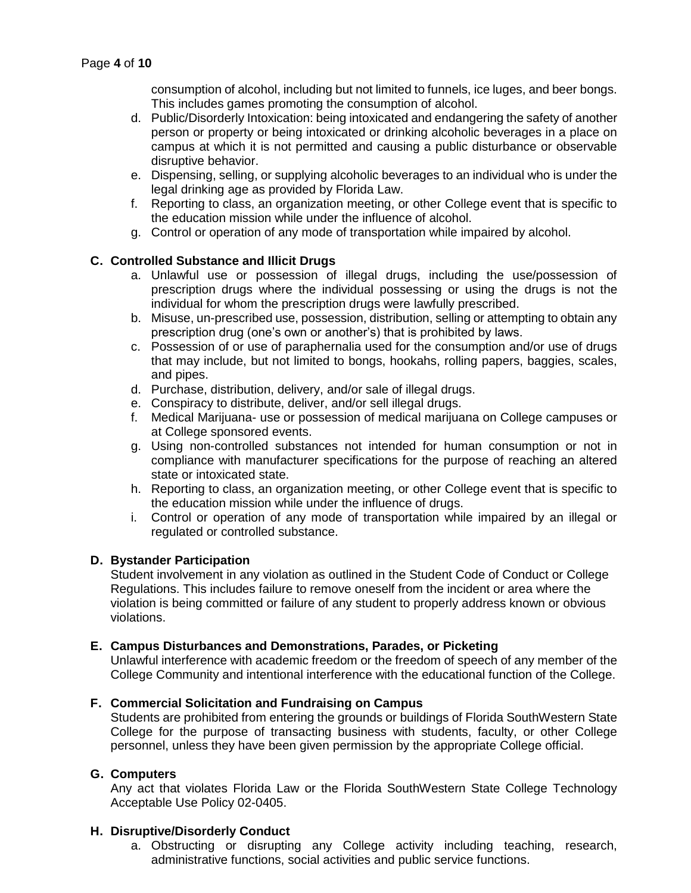consumption of alcohol, including but not limited to funnels, ice luges, and beer bongs. This includes games promoting the consumption of alcohol.

d. Public/Disorderly Intoxication: being intoxicated and endangering the safety of another person or property or being intoxicated or drinking alcoholic beverages in a place on campus at which it is not permitted and causing a public disturbance or observable disruptive behavior.

e. Dispensing, selling, or supplying alcoholic beverages to an individual who is under the legal drinking age as provided by Florida Law.

f. Reporting to class, an organization meeting, or other College event that is specific to the education mission while under the influence of alcohol.

g. Control or operation of any mode of transportation while impaired by alcohol.

### C. Controlled Substance and Illicit Drugs

a. Unlawful use or possession of illegal drugs, including the use/possession of prescription drugs where the individual possessing or using the drugs is not the individual for whom the prescription drugs were lawfully prescribed.

b. Misuse, un-prescribed use, possession, distribution, selling or attempting to obtain any prescription drug (one's own or another's) that is prohibited by laws.

c. Possession of or use of paraphernalia used for the consumption and/or use of drugs that may include, but not limited to bongs, hookahs, rolling papers, baggies, scales, and pipes.

d. Purchase, distribution, delivery, and/or sale of illegal drugs.

e. Conspiracy to distribute, deliver, and/or sell illegal drugs.

f. Medical Marijuana- use or possession of medical marijuana on College campuses or at College sponsored events.

g. Using non-controlled substances not intended for human consumption or not in compliance with manufacturer specifications for the purpose of reaching an altered state or intoxicated state.

h. Reporting to class, an organization meeting, or other College event that is specific to the education mission while under the influence of drugs.

i. Control or operation of any mode of transportation while impaired by an illegal or regulated or controlled substance.

### D. Bystander Participation

Student involvement in any violation as outlined in the Student Code of Conduct or College Regulations. This includes failure to remove oneself from the incident or area where the violation is being committed or failure of any student to properly address known or obvious violations.

### E. Campus Disturbances and Demonstrations, Parades, or Picketing

Unlawful interference with academic freedom or the freedom of speech of any member of the College Community and intentional interference with the educational function of the College.

### F. Commercial Solicitation and Fundraising on Campus

Students are prohibited from entering the grounds or buildings of Florida SouthWestern State College for the purpose of transacting business with students, faculty, or other College personnel, unless they have been given permission by the appropriate College official.

### G. Computers

Any act that violates Florida Law or the Florida SouthWestern State College Technology Acceptable Use Policy 02-0405.

### H. Disruptive/Disorderly Conduct

a. Obstructing or disrupting any College activity including teaching, research, administrative functions, social activities and public service functions.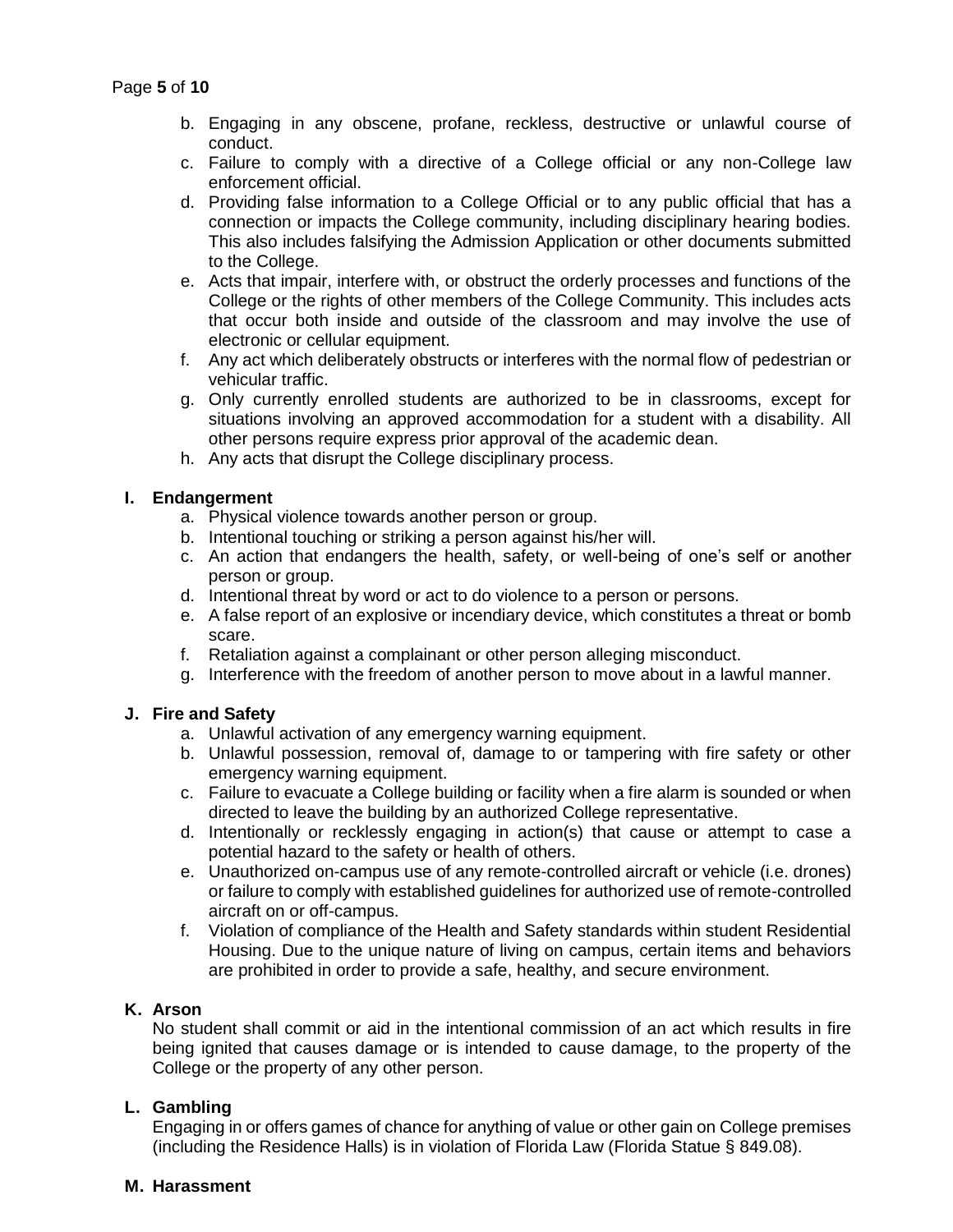b. Engaging in any obscene, profane, reckless, destructive or unlawful course of conduct.
c. Failure to comply with a directive of a College official or any non-College law enforcement official.
d. Providing false information to a College Official or to any public official that has a connection or impacts the College community, including disciplinary hearing bodies. This also includes falsifying the Admission Application or other documents submitted to the College.
e. Acts that impair, interfere with, or obstruct the orderly processes and functions of the College or the rights of other members of the College Community. This includes acts that occur both inside and outside of the classroom and may involve the use of electronic or cellular equipment.
f. Any act which deliberately obstructs or interferes with the normal flow of pedestrian or vehicular traffic.
g. Only currently enrolled students are authorized to be in classrooms, except for situations involving an approved accommodation for a student with a disability. All other persons require express prior approval of the academic dean.
h. Any acts that disrupt the College disciplinary process.

**I. Endangerment**

a. Physical violence towards another person or group.
b. Intentional touching or striking a person against his/her will.
c. An action that endangers the health, safety, or well-being of one's self or another person or group.
d. Intentional threat by word or act to do violence to a person or persons.
e. A false report of an explosive or incendiary device, which constitutes a threat or bomb scare.
f. Retaliation against a complainant or other person alleging misconduct.
g. Interference with the freedom of another person to move about in a lawful manner.

**J. Fire and Safety**

a. Unlawful activation of any emergency warning equipment.
b. Unlawful possession, removal of, damage to or tampering with fire safety or other emergency warning equipment.
c. Failure to evacuate a College building or facility when a fire alarm is sounded or when directed to leave the building by an authorized College representative.
d. Intentionally or recklessly engaging in action(s) that cause or attempt to case a potential hazard to the safety or health of others.
e. Unauthorized on-campus use of any remote-controlled aircraft or vehicle (i.e. drones) or failure to comply with established guidelines for authorized use of remote-controlled aircraft on or off-campus.
f. Violation of compliance of the Health and Safety standards within student Residential Housing. Due to the unique nature of living on campus, certain items and behaviors are prohibited in order to provide a safe, healthy, and secure environment.

**K. Arson**

No student shall commit or aid in the intentional commission of an act which results in fire being ignited that causes damage or is intended to cause damage, to the property of the College or the property of any other person.

**L. Gambling**

Engaging in or offers games of chance for anything of value or other gain on College premises (including the Residence Halls) is in violation of Florida Law (Florida Statue § 849.08).

**M. Harassment**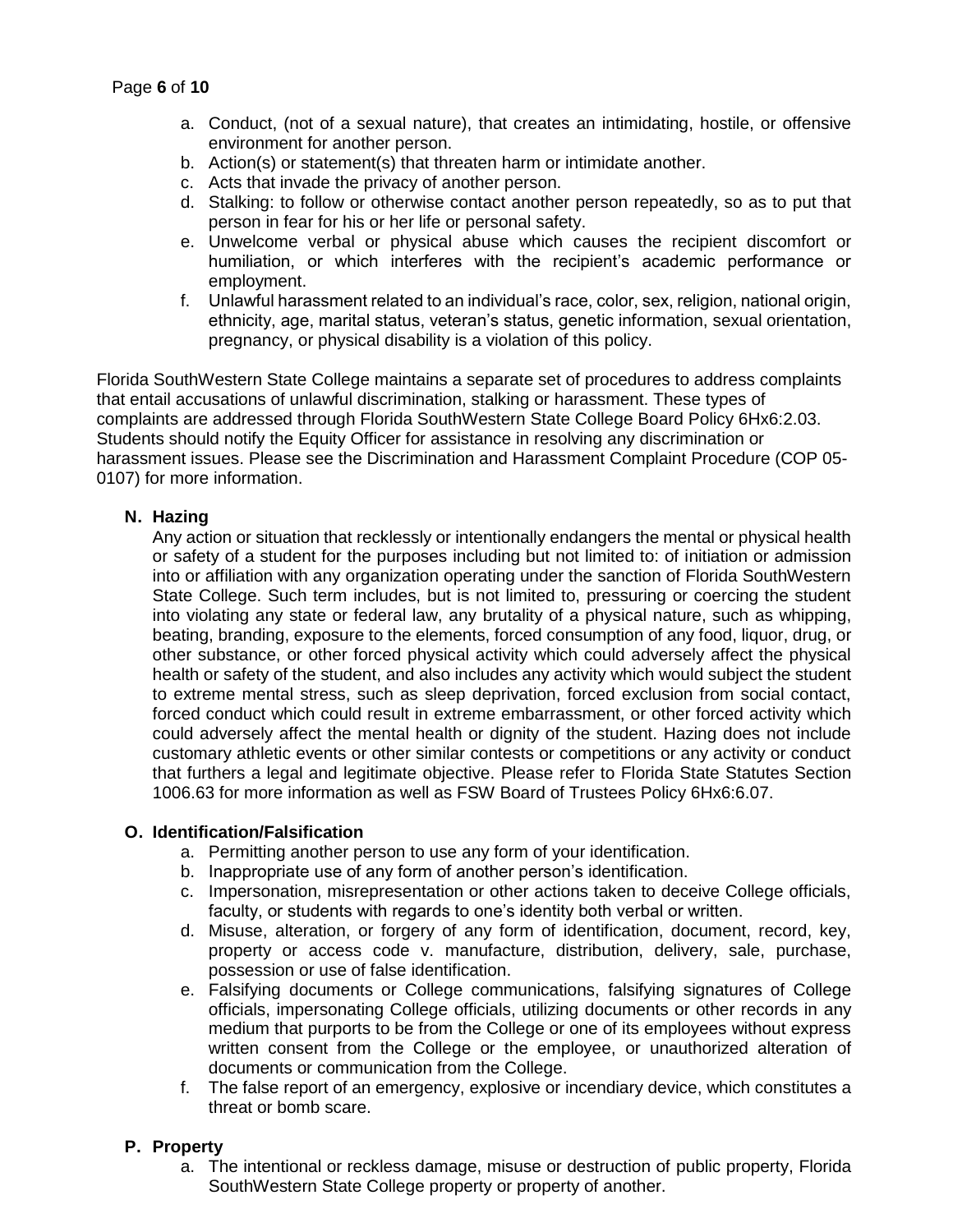a. Conduct, (not of a sexual nature), that creates an intimidating, hostile, or offensive environment for another person.
b. Action(s) or statement(s) that threaten harm or intimidate another.
c. Acts that invade the privacy of another person.
d. Stalking: to follow or otherwise contact another person repeatedly, so as to put that person in fear for his or her life or personal safety.
e. Unwelcome verbal or physical abuse which causes the recipient discomfort or humiliation, or which interferes with the recipient's academic performance or employment.
f. Unlawful harassment related to an individual's race, color, sex, religion, national origin, ethnicity, age, marital status, veteran's status, genetic information, sexual orientation, pregnancy, or physical disability is a violation of this policy.

Florida SouthWestern State College maintains a separate set of procedures to address complaints that entail accusations of unlawful discrimination, stalking or harassment. These types of complaints are addressed through Florida SouthWestern State College Board Policy 6Hx6:2.03. Students should notify the Equity Officer for assistance in resolving any discrimination or harassment issues. Please see the Discrimination and Harassment Complaint Procedure (COP 05-0107) for more information.

**N. Hazing**

Any action or situation that recklessly or intentionally endangers the mental or physical health or safety of a student for the purposes including but not limited to: of initiation or admission into or affiliation with any organization operating under the sanction of Florida SouthWestern State College. Such term includes, but is not limited to, pressuring or coercing the student into violating any state or federal law, any brutality of a physical nature, such as whipping, beating, branding, exposure to the elements, forced consumption of any food, liquor, drug, or other substance, or other forced physical activity which could adversely affect the physical health or safety of the student, and also includes any activity which would subject the student to extreme mental stress, such as sleep deprivation, forced exclusion from social contact, forced conduct which could result in extreme embarrassment, or other forced activity which could adversely affect the mental health or dignity of the student. Hazing does not include customary athletic events or other similar contests or competitions or any activity or conduct that furthers a legal and legitimate objective. Please refer to Florida State Statutes Section 1006.63 for more information as well as FSW Board of Trustees Policy 6Hx6:6.07.

**O. Identification/Falsification**

a. Permitting another person to use any form of your identification.
b. Inappropriate use of any form of another person's identification.
c. Impersonation, misrepresentation or other actions taken to deceive College officials, faculty, or students with regards to one's identity both verbal or written.
d. Misuse, alteration, or forgery of any form of identification, document, record, key, property or access code v. manufacture, distribution, delivery, sale, purchase, possession or use of false identification.
e. Falsifying documents or College communications, falsifying signatures of College officials, impersonating College officials, utilizing documents or other records in any medium that purports to be from the College or one of its employees without express written consent from the College or the employee, or unauthorized alteration of documents or communication from the College.
f. The false report of an emergency, explosive or incendiary device, which constitutes a threat or bomb scare.

**P. Property**

a. The intentional or reckless damage, misuse or destruction of public property, Florida SouthWestern State College property or property of another.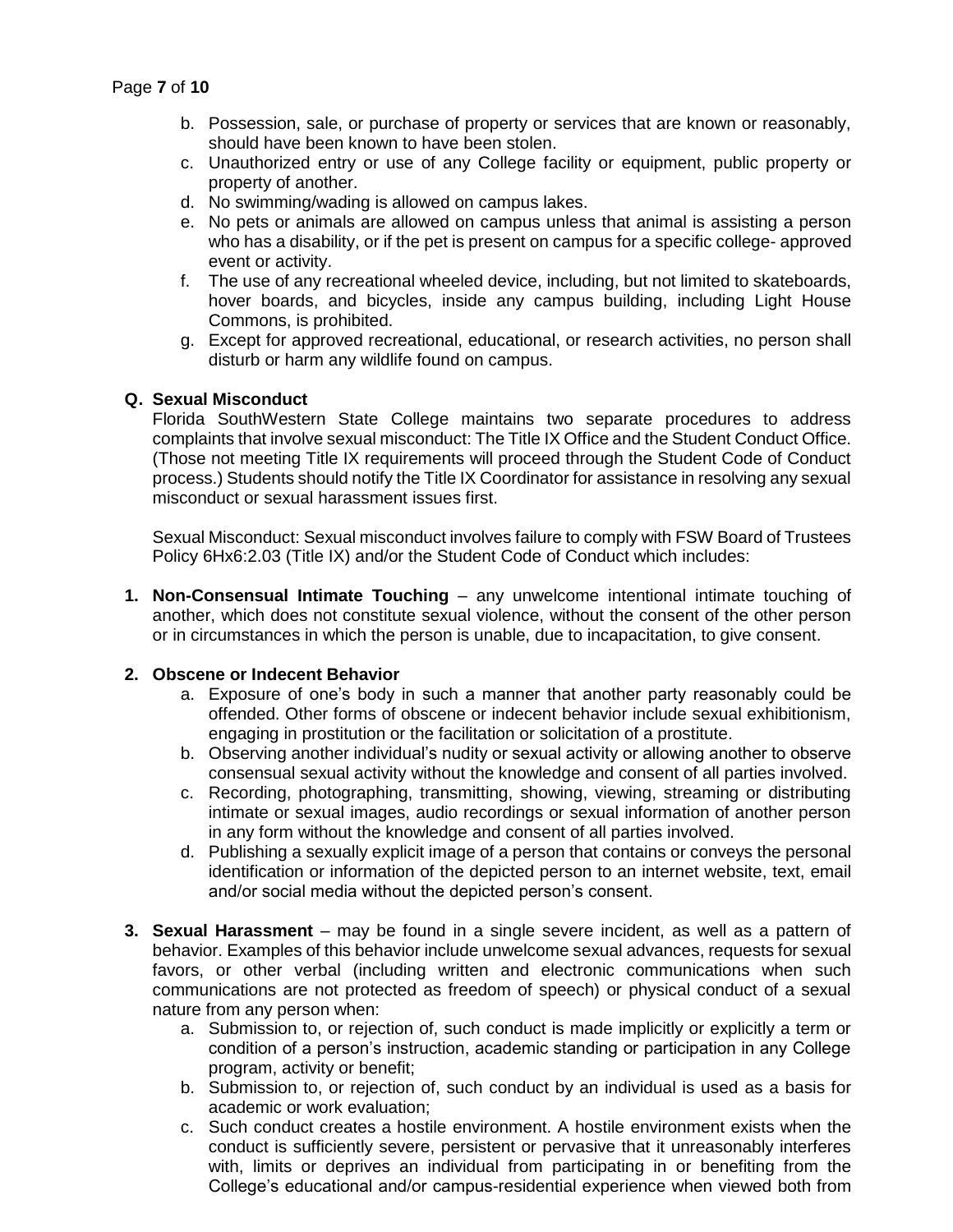b. Possession, sale, or purchase of property or services that are known or reasonably, should have been known to have been stolen.
c. Unauthorized entry or use of any College facility or equipment, public property or property of another.
d. No swimming/wading is allowed on campus lakes.
e. No pets or animals are allowed on campus unless that animal is assisting a person who has a disability, or if the pet is present on campus for a specific college- approved event or activity.
f. The use of any recreational wheeled device, including, but not limited to skateboards, hover boards, and bicycles, inside any campus building, including Light House Commons, is prohibited.
g. Except for approved recreational, educational, or research activities, no person shall disturb or harm any wildlife found on campus.

## Q. Sexual Misconduct

Florida SouthWestern State College maintains two separate procedures to address complaints that involve sexual misconduct: The Title IX Office and the Student Conduct Office. (Those not meeting Title IX requirements will proceed through the Student Code of Conduct process.) Students should notify the Title IX Coordinator for assistance in resolving any sexual misconduct or sexual harassment issues first.

Sexual Misconduct: Sexual misconduct involves failure to comply with FSW Board of Trustees Policy 6Hx6:2.03 (Title IX) and/or the Student Code of Conduct which includes:

1. **Non-Consensual Intimate Touching** – any unwelcome intentional intimate touching of another, which does not constitute sexual violence, without the consent of the other person or in circumstances in which the person is unable, due to incapacitation, to give consent.

2. **Obscene or Indecent Behavior**
   a. Exposure of one's body in such a manner that another party reasonably could be offended. Other forms of obscene or indecent behavior include sexual exhibitionism, engaging in prostitution or the facilitation or solicitation of a prostitute.
   b. Observing another individual's nudity or sexual activity or allowing another to observe consensual sexual activity without the knowledge and consent of all parties involved.
   c. Recording, photographing, transmitting, showing, viewing, streaming or distributing intimate or sexual images, audio recordings or sexual information of another person in any form without the knowledge and consent of all parties involved.
   d. Publishing a sexually explicit image of a person that contains or conveys the personal identification or information of the depicted person to an internet website, text, email and/or social media without the depicted person's consent.

3. **Sexual Harassment** – may be found in a single severe incident, as well as a pattern of behavior. Examples of this behavior include unwelcome sexual advances, requests for sexual favors, or other verbal (including written and electronic communications when such communications are not protected as freedom of speech) or physical conduct of a sexual nature from any person when:
   a. Submission to, or rejection of, such conduct is made implicitly or explicitly a term or condition of a person's instruction, academic standing or participation in any College program, activity or benefit;
   b. Submission to, or rejection of, such conduct by an individual is used as a basis for academic or work evaluation;
   c. Such conduct creates a hostile environment. A hostile environment exists when the conduct is sufficiently severe, persistent or pervasive that it unreasonably interferes with, limits or deprives an individual from participating in or benefiting from the College's educational and/or campus-residential experience when viewed both from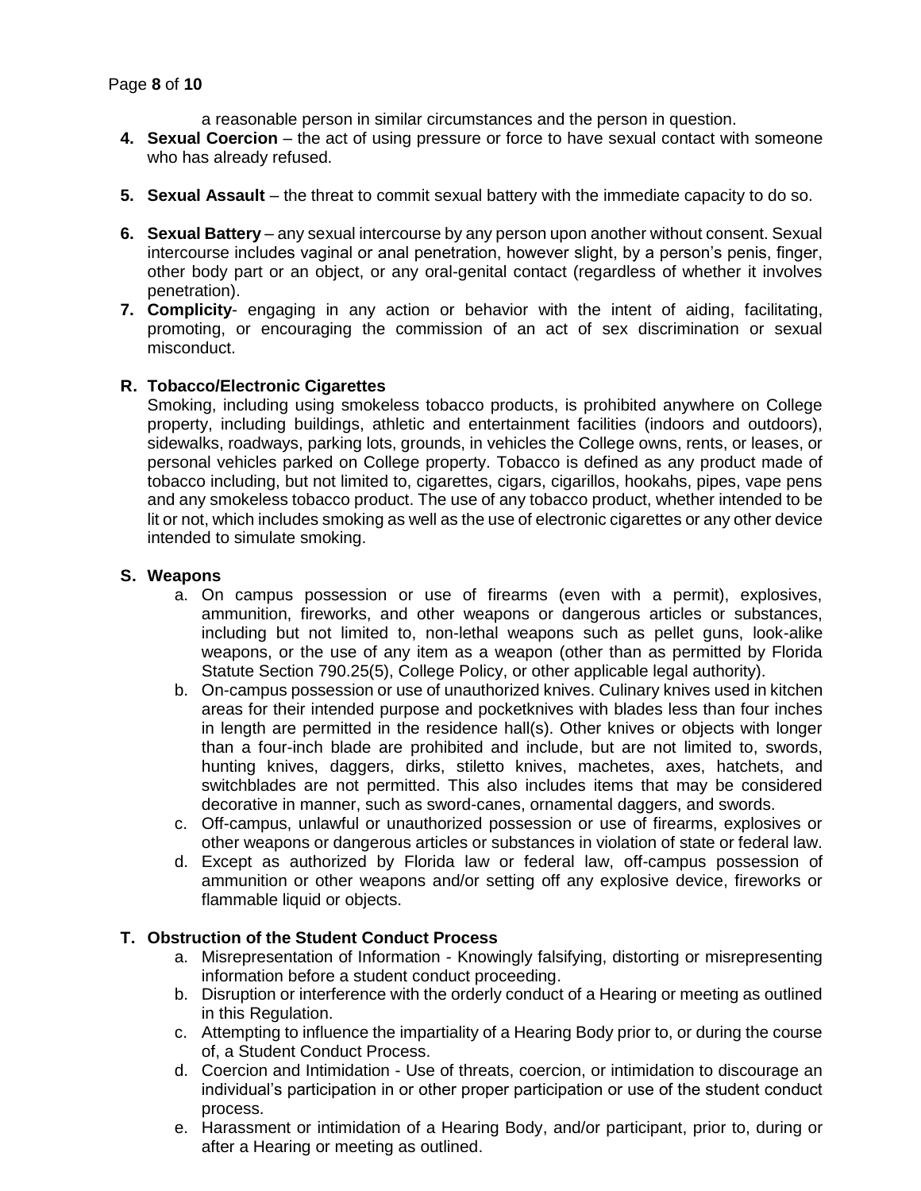a reasonable person in similar circumstances and the person in question.

4. **Sexual Coercion** – the act of using pressure or force to have sexual contact with someone who has already refused.
5. **Sexual Assault** – the threat to commit sexual battery with the immediate capacity to do so.
6. **Sexual Battery** – any sexual intercourse by any person upon another without consent. Sexual intercourse includes vaginal or anal penetration, however slight, by a person's penis, finger, other body part or an object, or any oral-genital contact (regardless of whether it involves penetration).
7. **Complicity**- engaging in any action or behavior with the intent of aiding, facilitating, promoting, or encouraging the commission of an act of sex discrimination or sexual misconduct.

**R. Tobacco/Electronic Cigarettes**

Smoking, including using smokeless tobacco products, is prohibited anywhere on College property, including buildings, athletic and entertainment facilities (indoors and outdoors), sidewalks, roadways, parking lots, grounds, in vehicles the College owns, rents, or leases, or personal vehicles parked on College property. Tobacco is defined as any product made of tobacco including, but not limited to, cigarettes, cigars, cigarillos, hookahs, pipes, vape pens and any smokeless tobacco product. The use of any tobacco product, whether intended to be lit or not, which includes smoking as well as the use of electronic cigarettes or any other device intended to simulate smoking.

**S. Weapons**

a. On campus possession or use of firearms (even with a permit), explosives, ammunition, fireworks, and other weapons or dangerous articles or substances, including but not limited to, non-lethal weapons such as pellet guns, look-alike weapons, or the use of any item as a weapon (other than as permitted by Florida Statute Section 790.25(5), College Policy, or other applicable legal authority).

b. On-campus possession or use of unauthorized knives. Culinary knives used in kitchen areas for their intended purpose and pocketknives with blades less than four inches in length are permitted in the residence hall(s). Other knives or objects with longer than a four-inch blade are prohibited and include, but are not limited to, swords, hunting knives, daggers, dirks, stiletto knives, machetes, axes, hatchets, and switchblades are not permitted. This also includes items that may be considered decorative in manner, such as sword-canes, ornamental daggers, and swords.

c. Off-campus, unlawful or unauthorized possession or use of firearms, explosives or other weapons or dangerous articles or substances in violation of state or federal law.

d. Except as authorized by Florida law or federal law, off-campus possession of ammunition or other weapons and/or setting off any explosive device, fireworks or flammable liquid or objects.

**T. Obstruction of the Student Conduct Process**

a. Misrepresentation of Information - Knowingly falsifying, distorting or misrepresenting information before a student conduct proceeding.

b. Disruption or interference with the orderly conduct of a Hearing or meeting as outlined in this Regulation.

c. Attempting to influence the impartiality of a Hearing Body prior to, or during the course of, a Student Conduct Process.

d. Coercion and Intimidation - Use of threats, coercion, or intimidation to discourage an individual's participation in or other proper participation or use of the student conduct process.

e. Harassment or intimidation of a Hearing Body, and/or participant, prior to, during or after a Hearing or meeting as outlined.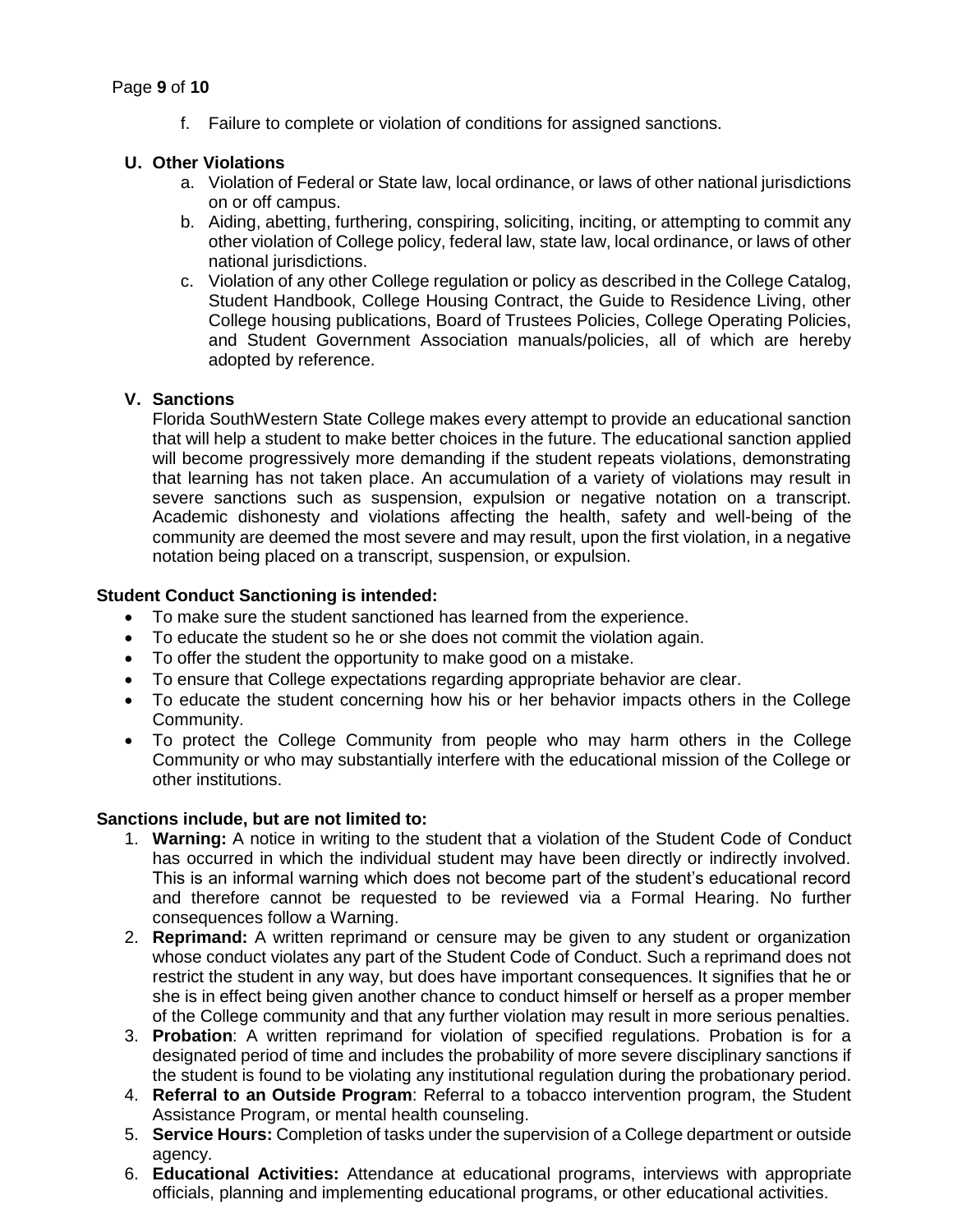f. Failure to complete or violation of conditions for assigned sanctions.

## U. Other Violations

a. Violation of Federal or State law, local ordinance, or laws of other national jurisdictions on or off campus.

b. Aiding, abetting, furthering, conspiring, soliciting, inciting, or attempting to commit any other violation of College policy, federal law, state law, local ordinance, or laws of other national jurisdictions.

c. Violation of any other College regulation or policy as described in the College Catalog, Student Handbook, College Housing Contract, the Guide to Residence Living, other College housing publications, Board of Trustees Policies, College Operating Policies, and Student Government Association manuals/policies, all of which are hereby adopted by reference.

## V. Sanctions

Florida SouthWestern State College makes every attempt to provide an educational sanction that will help a student to make better choices in the future. The educational sanction applied will become progressively more demanding if the student repeats violations, demonstrating that learning has not taken place. An accumulation of a variety of violations may result in severe sanctions such as suspension, expulsion or negative notation on a transcript. Academic dishonesty and violations affecting the health, safety and well-being of the community are deemed the most severe and may result, upon the first violation, in a negative notation being placed on a transcript, suspension, or expulsion.

**Student Conduct Sanctioning is intended:**

- To make sure the student sanctioned has learned from the experience.
- To educate the student so he or she does not commit the violation again.
- To offer the student the opportunity to make good on a mistake.
- To ensure that College expectations regarding appropriate behavior are clear.
- To educate the student concerning how his or her behavior impacts others in the College Community.
- To protect the College Community from people who may harm others in the College Community or who may substantially interfere with the educational mission of the College or other institutions.

**Sanctions include, but are not limited to:**

1. **Warning:** A notice in writing to the student that a violation of the Student Code of Conduct has occurred in which the individual student may have been directly or indirectly involved. This is an informal warning which does not become part of the student's educational record and therefore cannot be requested to be reviewed via a Formal Hearing. No further consequences follow a Warning.
2. **Reprimand:** A written reprimand or censure may be given to any student or organization whose conduct violates any part of the Student Code of Conduct. Such a reprimand does not restrict the student in any way, but does have important consequences. It signifies that he or she is in effect being given another chance to conduct himself or herself as a proper member of the College community and that any further violation may result in more serious penalties.
3. **Probation**: A written reprimand for violation of specified regulations. Probation is for a designated period of time and includes the probability of more severe disciplinary sanctions if the student is found to be violating any institutional regulation during the probationary period.
4. **Referral to an Outside Program**: Referral to a tobacco intervention program, the Student Assistance Program, or mental health counseling.
5. **Service Hours:** Completion of tasks under the supervision of a College department or outside agency.
6. **Educational Activities:** Attendance at educational programs, interviews with appropriate officials, planning and implementing educational programs, or other educational activities.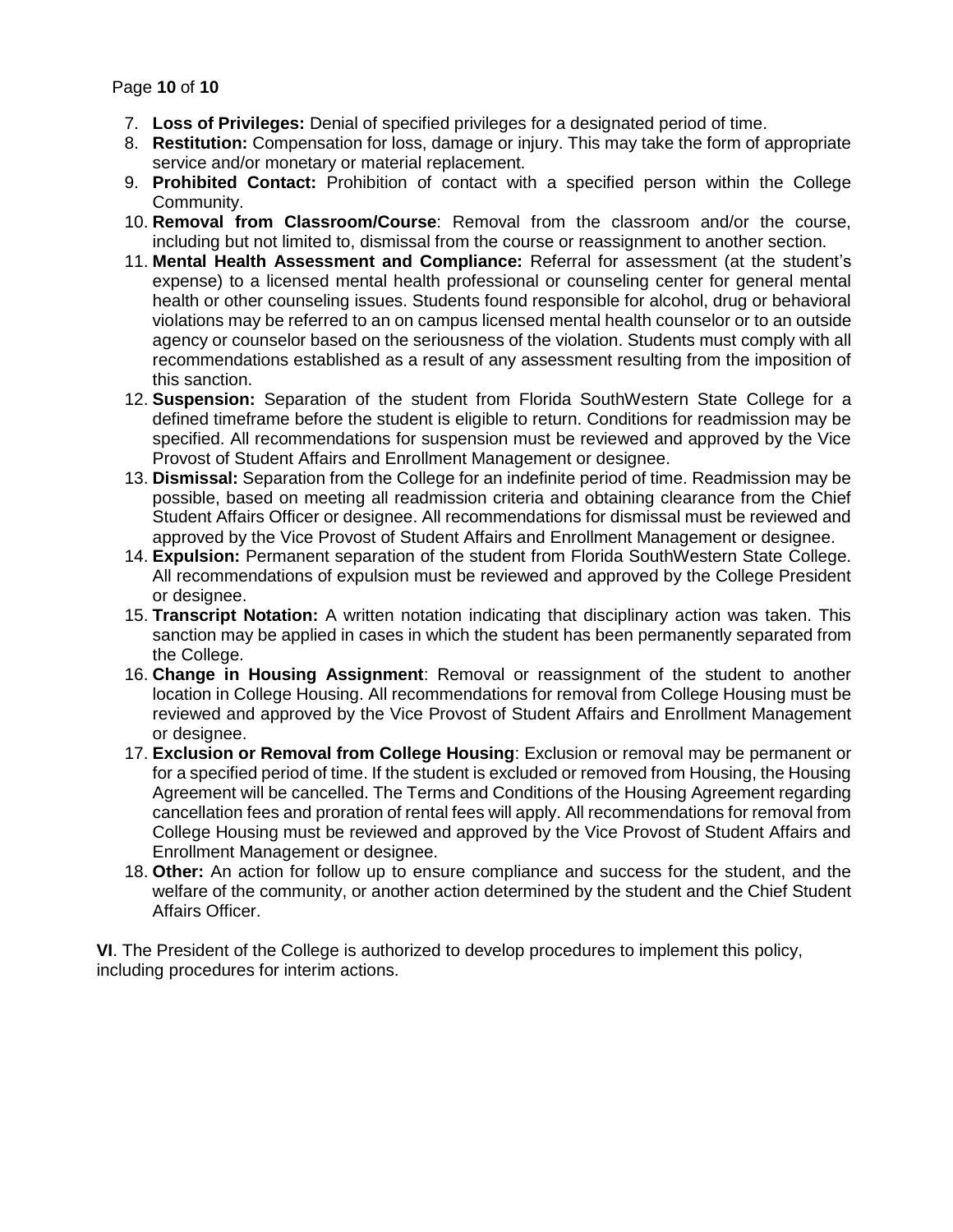7. **Loss of Privileges:** Denial of specified privileges for a designated period of time.
8. **Restitution:** Compensation for loss, damage or injury. This may take the form of appropriate service and/or monetary or material replacement.
9. **Prohibited Contact:** Prohibition of contact with a specified person within the College Community.
10. **Removal from Classroom/Course**: Removal from the classroom and/or the course, including but not limited to, dismissal from the course or reassignment to another section.
11. **Mental Health Assessment and Compliance:** Referral for assessment (at the student's expense) to a licensed mental health professional or counseling center for general mental health or other counseling issues. Students found responsible for alcohol, drug or behavioral violations may be referred to an on campus licensed mental health counselor or to an outside agency or counselor based on the seriousness of the violation. Students must comply with all recommendations established as a result of any assessment resulting from the imposition of this sanction.
12. **Suspension:** Separation of the student from Florida SouthWestern State College for a defined timeframe before the student is eligible to return. Conditions for readmission may be specified. All recommendations for suspension must be reviewed and approved by the Vice Provost of Student Affairs and Enrollment Management or designee.
13. **Dismissal:** Separation from the College for an indefinite period of time. Readmission may be possible, based on meeting all readmission criteria and obtaining clearance from the Chief Student Affairs Officer or designee. All recommendations for dismissal must be reviewed and approved by the Vice Provost of Student Affairs and Enrollment Management or designee.
14. **Expulsion:** Permanent separation of the student from Florida SouthWestern State College. All recommendations of expulsion must be reviewed and approved by the College President or designee.
15. **Transcript Notation:** A written notation indicating that disciplinary action was taken. This sanction may be applied in cases in which the student has been permanently separated from the College.
16. **Change in Housing Assignment**: Removal or reassignment of the student to another location in College Housing. All recommendations for removal from College Housing must be reviewed and approved by the Vice Provost of Student Affairs and Enrollment Management or designee.
17. **Exclusion or Removal from College Housing**: Exclusion or removal may be permanent or for a specified period of time. If the student is excluded or removed from Housing, the Housing Agreement will be cancelled. The Terms and Conditions of the Housing Agreement regarding cancellation fees and proration of rental fees will apply. All recommendations for removal from College Housing must be reviewed and approved by the Vice Provost of Student Affairs and Enrollment Management or designee.
18. **Other:** An action for follow up to ensure compliance and success for the student, and the welfare of the community, or another action determined by the student and the Chief Student Affairs Officer.

**VI**. The President of the College is authorized to develop procedures to implement this policy, including procedures for interim actions.